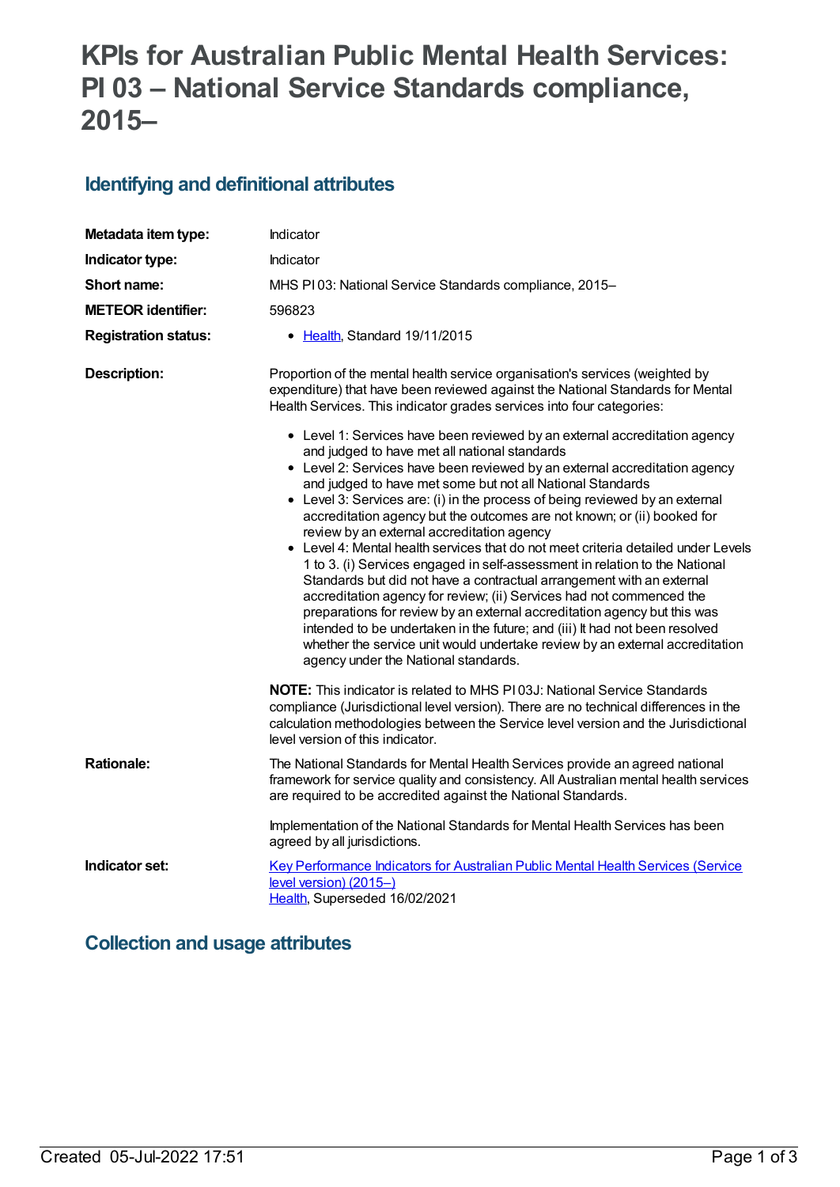# KPIs for Australian Public Mental Health Services: PI 03 – National Service Standards compliance, 2015–

## Identifying and definitional attributes

| | |
|---|---|
| **Metadata item type:** | Indicator |
| **Indicator type:** | Indicator |
| **Short name:** | MHS PI 03: National Service Standards compliance, 2015– |
| **METEOR identifier:** | 596823 |
| **Registration status:** | • Health, Standard 19/11/2015 |

**Description:**

Proportion of the mental health service organisation's services (weighted by expenditure) that have been reviewed against the National Standards for Mental Health Services. This indicator grades services into four categories:

- Level 1: Services have been reviewed by an external accreditation agency and judged to have met all national standards
- Level 2: Services have been reviewed by an external accreditation agency and judged to have met some but not all National Standards
- Level 3: Services are: (i) in the process of being reviewed by an external accreditation agency but the outcomes are not known; or (ii) booked for review by an external accreditation agency
- Level 4: Mental health services that do not meet criteria detailed under Levels 1 to 3. (i) Services engaged in self-assessment in relation to the National Standards but did not have a contractual arrangement with an external accreditation agency for review; (ii) Services had not commenced the preparations for review by an external accreditation agency but this was intended to be undertaken in the future; and (iii) It had not been resolved whether the service unit would undertake review by an external accreditation agency under the National standards.

**NOTE:** This indicator is related to MHS PI 03J: National Service Standards compliance (Jurisdictional level version). There are no technical differences in the calculation methodologies between the Service level version and the Jurisdictional level version of this indicator.

**Rationale:**

The National Standards for Mental Health Services provide an agreed national framework for service quality and consistency. All Australian mental health services are required to be accredited against the National Standards.

Implementation of the National Standards for Mental Health Services has been agreed by all jurisdictions.

**Indicator set:**

Key Performance Indicators for Australian Public Mental Health Services (Service level version) (2015–)
Health, Superseded 16/02/2021

## Collection and usage attributes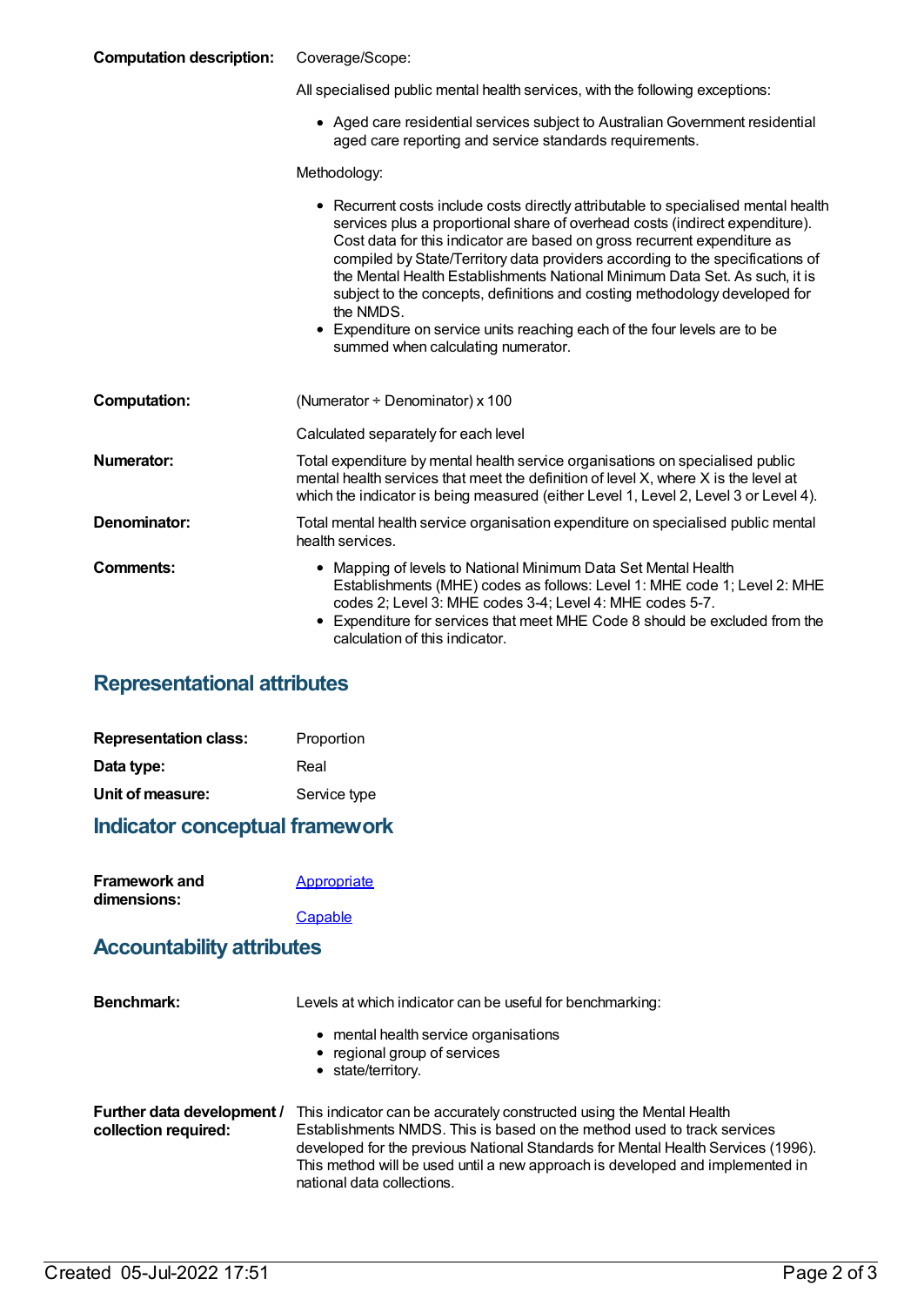**Computation description:** Coverage/Scope:

All specialised public mental health services, with the following exceptions:

- Aged care residential services subject to Australian Government residential aged care reporting and service standards requirements.

Methodology:

- Recurrent costs include costs directly attributable to specialised mental health services plus a proportional share of overhead costs (indirect expenditure). Cost data for this indicator are based on gross recurrent expenditure as compiled by State/Territory data providers according to the specifications of the Mental Health Establishments National Minimum Data Set. As such, it is subject to the concepts, definitions and costing methodology developed for the NMDS.
- Expenditure on service units reaching each of the four levels are to be summed when calculating numerator.

**Computation:** (Numerator ÷ Denominator) x 100

Calculated separately for each level

**Numerator:** Total expenditure by mental health service organisations on specialised public mental health services that meet the definition of level X, where X is the level at which the indicator is being measured (either Level 1, Level 2, Level 3 or Level 4).

**Denominator:** Total mental health service organisation expenditure on specialised public mental health services.

**Comments:**

- Mapping of levels to National Minimum Data Set Mental Health Establishments (MHE) codes as follows: Level 1: MHE code 1; Level 2: MHE codes 2; Level 3: MHE codes 3-4; Level 4: MHE codes 5-7.
- Expenditure for services that meet MHE Code 8 should be excluded from the calculation of this indicator.

## Representational attributes

**Representation class:** Proportion

**Data type:** Real

**Unit of measure:** Service type

## Indicator conceptual framework

**Framework and dimensions:** Appropriate

Capable

## Accountability attributes

**Benchmark:** Levels at which indicator can be useful for benchmarking:

- mental health service organisations
- regional group of services
- state/territory.

**Further data development / collection required:** This indicator can be accurately constructed using the Mental Health Establishments NMDS. This is based on the method used to track services developed for the previous National Standards for Mental Health Services (1996). This method will be used until a new approach is developed and implemented in national data collections.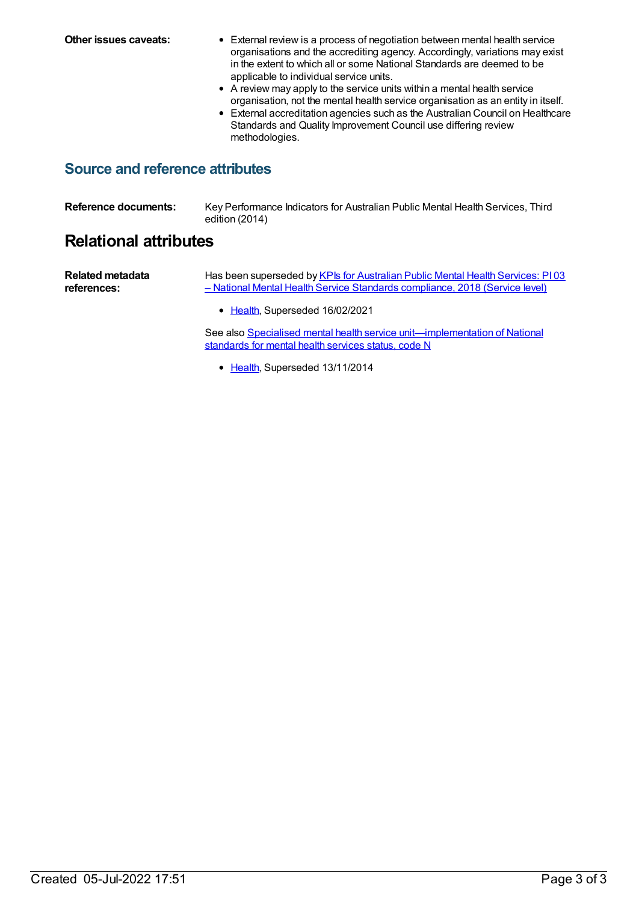**Other issues caveats:**

- External review is a process of negotiation between mental health service organisations and the accrediting agency. Accordingly, variations may exist in the extent to which all or some National Standards are deemed to be applicable to individual service units.
- A review may apply to the service units within a mental health service organisation, not the mental health service organisation as an entity in itself.
- External accreditation agencies such as the Australian Council on Healthcare Standards and Quality Improvement Council use differing review methodologies.

## Source and reference attributes

**Reference documents:** Key Performance Indicators for Australian Public Mental Health Services, Third edition (2014)

# Relational attributes

**Related metadata references:**

Has been superseded by KPIs for Australian Public Mental Health Services: PI 03 – National Mental Health Service Standards compliance, 2018 (Service level)

- Health, Superseded 16/02/2021

See also Specialised mental health service unit—implementation of National standards for mental health services status, code N

- Health, Superseded 13/11/2014